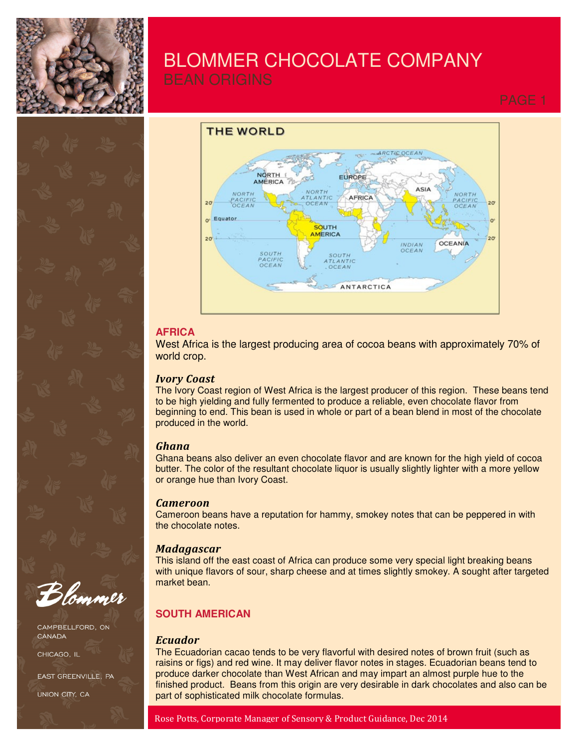# BLOMMER CHOCOLATE COMPANY

## BEAN ORIGINS

## AFRICA

West Africa is the largest producing area of cocoa beans with approximately 70% of world crop.

### *Ivory Coast*

The Ivory Coast region of West Africa is the largest producer of this region. These beans tend to be high yielding and fully fermented to produce a reliable, even chocolate flavor from beginning to end. This bean is used in whole or part of a bean blend in most of the chocolate produced in the world.

### *Ghana*

Ghana beans also deliver an even chocolate flavor and are known for the high yield of cocoa butter. The color of the resultant chocolate liquor is usually slightly lighter with a more yellow or orange hue than Ivory Coast.

### *Cameroon*

Cameroon beans have a reputation for hammy, smokey notes that can be peppered in with the chocolate notes.

### *Madagascar*

This island off the east coast of Africa can produce some very special light breaking beans with unique flavors of sour, sharp cheese and at times slightly smokey. A sought after targeted market bean.

## SOUTH AMERICAN

### *Ecuador*

The Ecuadorian cacao tends to be very flavorful with desired notes of brown fruit (such as raisins or figs) and red wine. It may deliver flavor notes in stages. Ecuadorian beans tend to produce darker chocolate than West African and may impart an almost purple hue to the finished product. Beans from this origin are very desirable in dark chocolates and also can be part of sophisticated milk chocolate formulas.

Blommer

CAMPBELLFORD, ON CANADA

CHICAGO, IL

EAST GREENVILLE, PA

UNION CITY, CA

Rose Potts, Corporate Manager of Sensory & Product Guidance, Dec 2014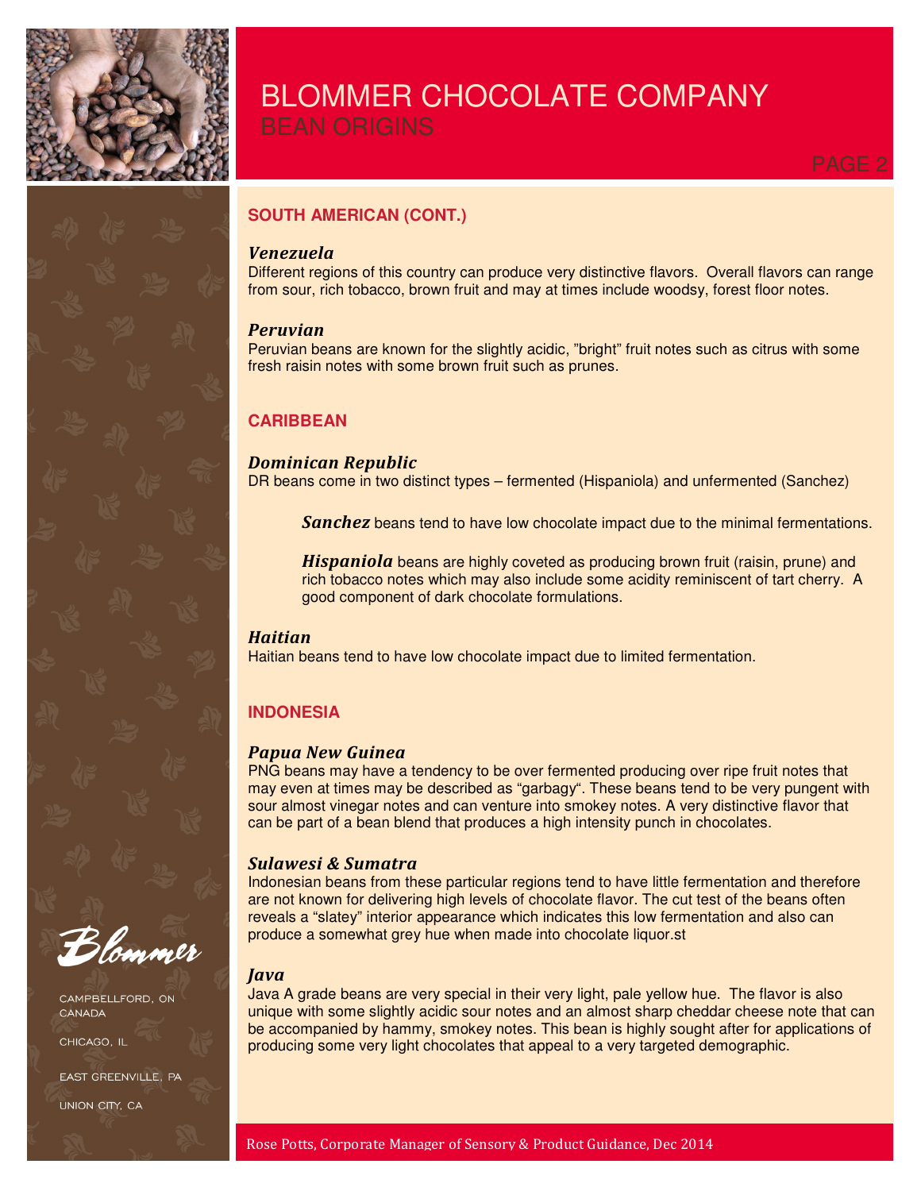# BLOMMER CHOCOLATE COMPANY
## BEAN ORIGINS

### SOUTH AMERICAN (CONT.)

#### *Venezuela*

Different regions of this country can produce very distinctive flavors. Overall flavors can range from sour, rich tobacco, brown fruit and may at times include woodsy, forest floor notes.

#### *Peruvian*

Peruvian beans are known for the slightly acidic, "bright" fruit notes such as citrus with some fresh raisin notes with some brown fruit such as prunes.

### CARIBBEAN

#### *Dominican Republic*

DR beans come in two distinct types – fermented (Hispaniola) and unfermented (Sanchez)

> ***Sanchez*** beans tend to have low chocolate impact due to the minimal fermentations.
>
> ***Hispaniola*** beans are highly coveted as producing brown fruit (raisin, prune) and rich tobacco notes which may also include some acidity reminiscent of tart cherry. A good component of dark chocolate formulations.

#### *Haitian*

Haitian beans tend to have low chocolate impact due to limited fermentation.

### INDONESIA

#### *Papua New Guinea*

PNG beans may have a tendency to be over fermented producing over ripe fruit notes that may even at times may be described as "garbagy". These beans tend to be very pungent with sour almost vinegar notes and can venture into smokey notes. A very distinctive flavor that can be part of a bean blend that produces a high intensity punch in chocolates.

#### *Sulawesi & Sumatra*

Indonesian beans from these particular regions tend to have little fermentation and therefore are not known for delivering high levels of chocolate flavor. The cut test of the beans often reveals a "slatey" interior appearance which indicates this low fermentation and also can produce a somewhat grey hue when made into chocolate liquor.st

#### *Java*

Java A grade beans are very special in their very light, pale yellow hue. The flavor is also unique with some slightly acidic sour notes and an almost sharp cheddar cheese note that can be accompanied by hammy, smokey notes. This bean is highly sought after for applications of producing some very light chocolates that appeal to a very targeted demographic.

Blommer

CAMPBELLFORD, ON CANADA

CHICAGO, IL

EAST GREENVILLE, PA

UNION CITY, CA

Rose Potts, Corporate Manager of Sensory & Product Guidance, Dec 2014